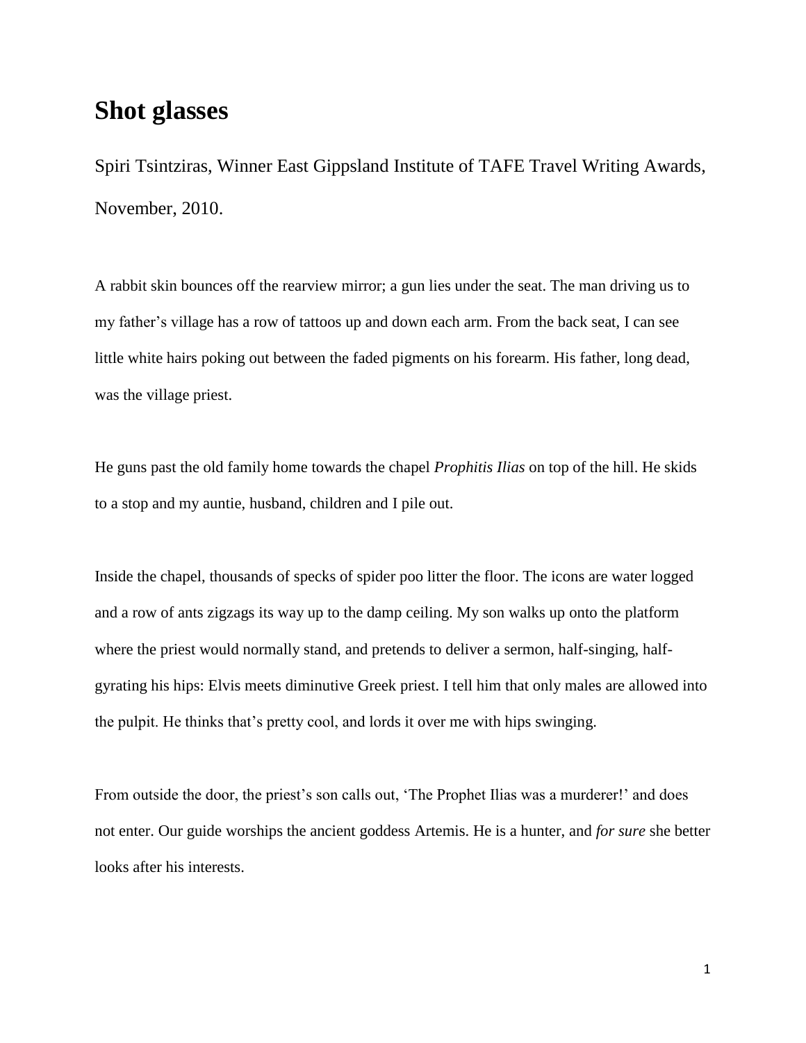# Shot glasses

Spiri Tsintziras, Winner East Gippsland Institute of TAFE Travel Writing Awards, November, 2010.

A rabbit skin bounces off the rearview mirror; a gun lies under the seat. The man driving us to my father's village has a row of tattoos up and down each arm. From the back seat, I can see little white hairs poking out between the faded pigments on his forearm. His father, long dead, was the village priest.

He guns past the old family home towards the chapel *Prophitis Ilias* on top of the hill. He skids to a stop and my auntie, husband, children and I pile out.

Inside the chapel, thousands of specks of spider poo litter the floor. The icons are water logged and a row of ants zigzags its way up to the damp ceiling. My son walks up onto the platform where the priest would normally stand, and pretends to deliver a sermon, half-singing, half-gyrating his hips: Elvis meets diminutive Greek priest. I tell him that only males are allowed into the pulpit. He thinks that's pretty cool, and lords it over me with hips swinging.

From outside the door, the priest's son calls out, 'The Prophet Ilias was a murderer!' and does not enter. Our guide worships the ancient goddess Artemis. He is a hunter, and *for sure* she better looks after his interests.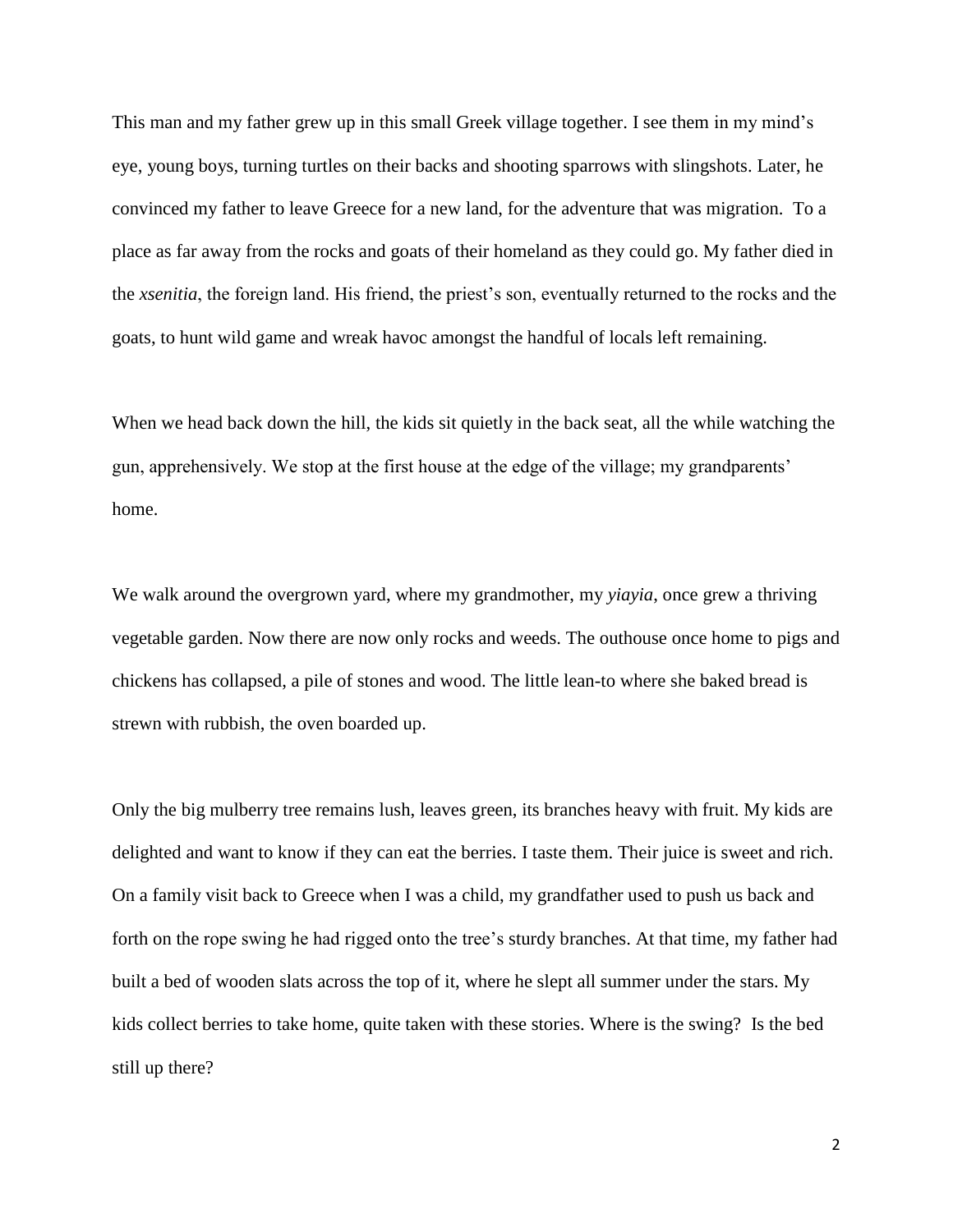This man and my father grew up in this small Greek village together. I see them in my mind's eye, young boys, turning turtles on their backs and shooting sparrows with slingshots. Later, he convinced my father to leave Greece for a new land, for the adventure that was migration. To a place as far away from the rocks and goats of their homeland as they could go. My father died in the *xsenitia*, the foreign land. His friend, the priest's son, eventually returned to the rocks and the goats, to hunt wild game and wreak havoc amongst the handful of locals left remaining.

When we head back down the hill, the kids sit quietly in the back seat, all the while watching the gun, apprehensively. We stop at the first house at the edge of the village; my grandparents' home.

We walk around the overgrown yard, where my grandmother, my *yiayia*, once grew a thriving vegetable garden. Now there are now only rocks and weeds. The outhouse once home to pigs and chickens has collapsed, a pile of stones and wood. The little lean-to where she baked bread is strewn with rubbish, the oven boarded up.

Only the big mulberry tree remains lush, leaves green, its branches heavy with fruit. My kids are delighted and want to know if they can eat the berries. I taste them. Their juice is sweet and rich. On a family visit back to Greece when I was a child, my grandfather used to push us back and forth on the rope swing he had rigged onto the tree's sturdy branches. At that time, my father had built a bed of wooden slats across the top of it, where he slept all summer under the stars. My kids collect berries to take home, quite taken with these stories. Where is the swing? Is the bed still up there?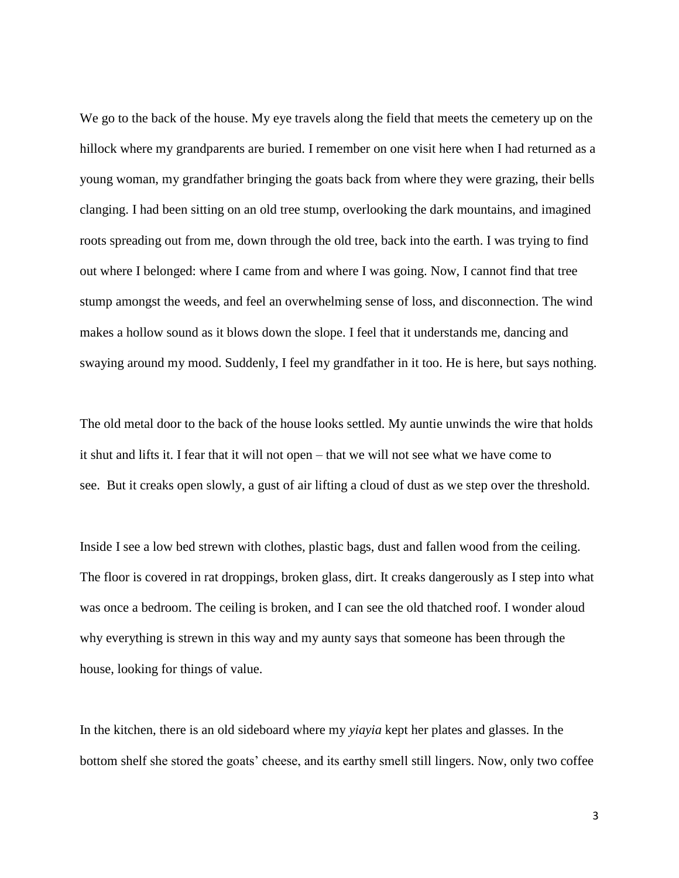We go to the back of the house. My eye travels along the field that meets the cemetery up on the hillock where my grandparents are buried. I remember on one visit here when I had returned as a young woman, my grandfather bringing the goats back from where they were grazing, their bells clanging. I had been sitting on an old tree stump, overlooking the dark mountains, and imagined roots spreading out from me, down through the old tree, back into the earth. I was trying to find out where I belonged: where I came from and where I was going. Now, I cannot find that tree stump amongst the weeds, and feel an overwhelming sense of loss, and disconnection. The wind makes a hollow sound as it blows down the slope. I feel that it understands me, dancing and swaying around my mood. Suddenly, I feel my grandfather in it too. He is here, but says nothing.

The old metal door to the back of the house looks settled. My auntie unwinds the wire that holds it shut and lifts it. I fear that it will not open – that we will not see what we have come to see. But it creaks open slowly, a gust of air lifting a cloud of dust as we step over the threshold.

Inside I see a low bed strewn with clothes, plastic bags, dust and fallen wood from the ceiling. The floor is covered in rat droppings, broken glass, dirt. It creaks dangerously as I step into what was once a bedroom. The ceiling is broken, and I can see the old thatched roof. I wonder aloud why everything is strewn in this way and my aunty says that someone has been through the house, looking for things of value.

In the kitchen, there is an old sideboard where my *yiayia* kept her plates and glasses. In the bottom shelf she stored the goats' cheese, and its earthy smell still lingers. Now, only two coffee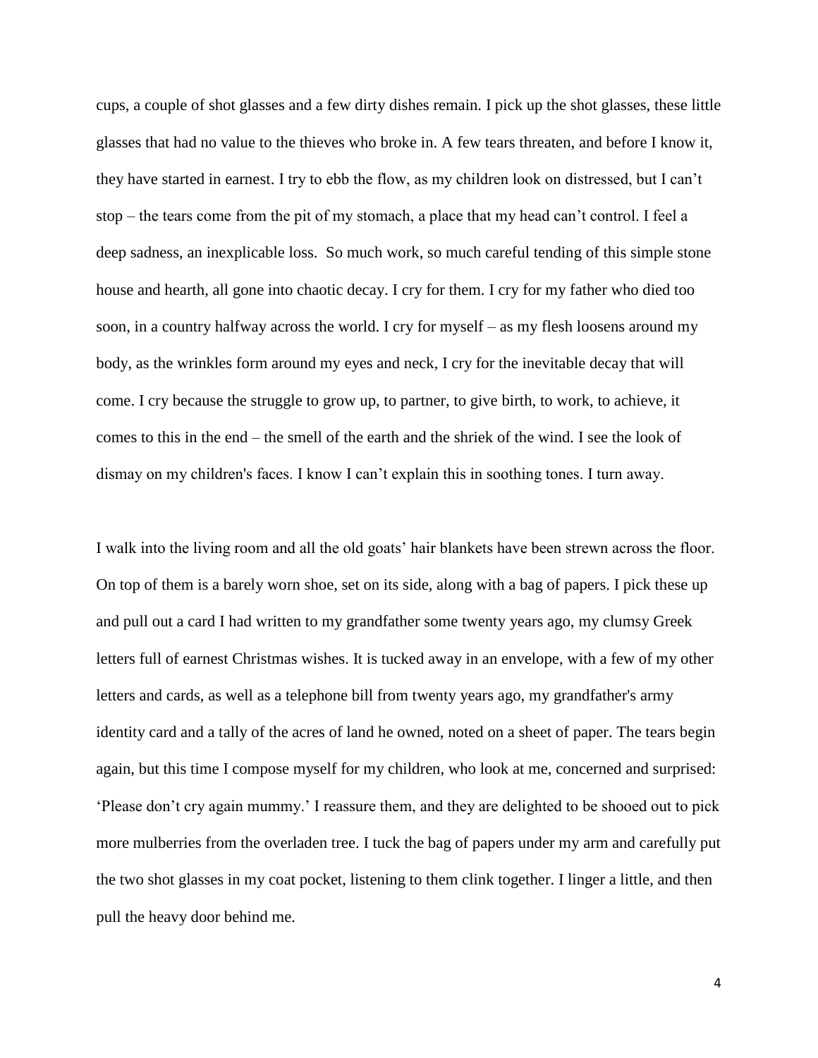cups, a couple of shot glasses and a few dirty dishes remain. I pick up the shot glasses, these little glasses that had no value to the thieves who broke in. A few tears threaten, and before I know it, they have started in earnest. I try to ebb the flow, as my children look on distressed, but I can't stop – the tears come from the pit of my stomach, a place that my head can't control. I feel a deep sadness, an inexplicable loss. So much work, so much careful tending of this simple stone house and hearth, all gone into chaotic decay. I cry for them. I cry for my father who died too soon, in a country halfway across the world. I cry for myself – as my flesh loosens around my body, as the wrinkles form around my eyes and neck, I cry for the inevitable decay that will come. I cry because the struggle to grow up, to partner, to give birth, to work, to achieve, it comes to this in the end – the smell of the earth and the shriek of the wind. I see the look of dismay on my children's faces. I know I can't explain this in soothing tones. I turn away.

I walk into the living room and all the old goats' hair blankets have been strewn across the floor. On top of them is a barely worn shoe, set on its side, along with a bag of papers. I pick these up and pull out a card I had written to my grandfather some twenty years ago, my clumsy Greek letters full of earnest Christmas wishes. It is tucked away in an envelope, with a few of my other letters and cards, as well as a telephone bill from twenty years ago, my grandfather's army identity card and a tally of the acres of land he owned, noted on a sheet of paper. The tears begin again, but this time I compose myself for my children, who look at me, concerned and surprised: 'Please don't cry again mummy.' I reassure them, and they are delighted to be shooed out to pick more mulberries from the overladen tree. I tuck the bag of papers under my arm and carefully put the two shot glasses in my coat pocket, listening to them clink together. I linger a little, and then pull the heavy door behind me.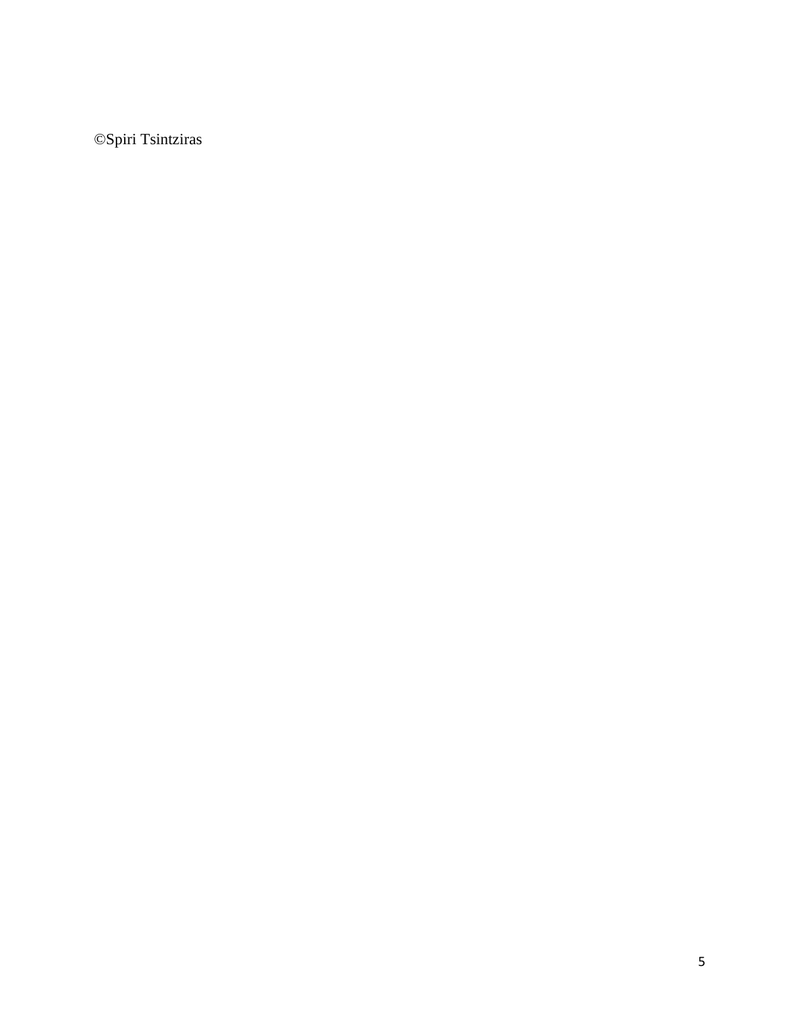©Spiri Tsintziras